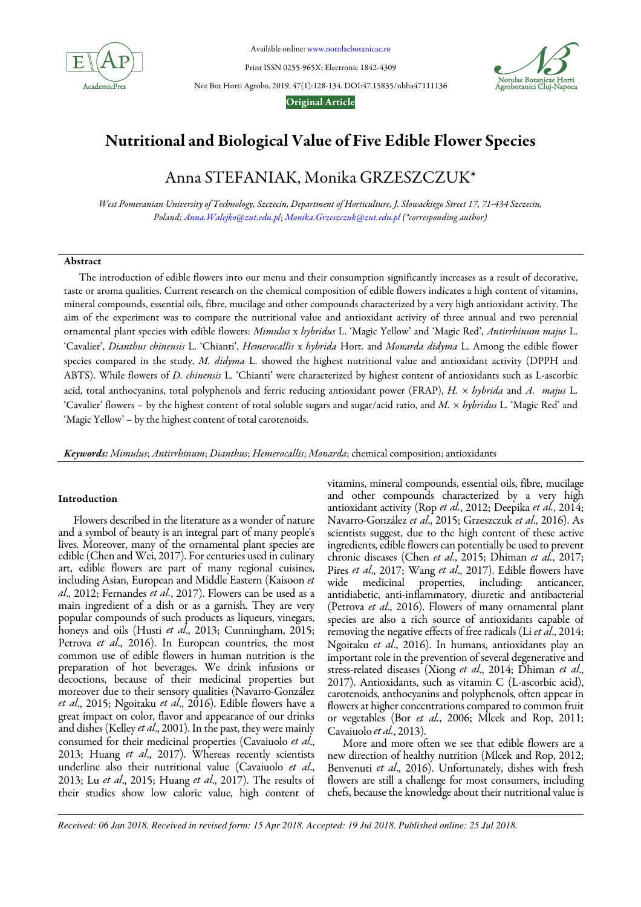Original Article

# Nutritional and Biological Value of Five Edible Flower Species

## Anna STEFANIAK, Monika GRZESZCZUK*

*West Pomeranian University of Technology, Szczecin, Department of Horticulture, J. Słowackiego Street 17, 71-434 Szczecin, Poland; Anna.Walejko@zut.edu.pl; Monika.Grzeszczuk@zut.edu.pl (*corresponding author)*

### Abstract

The introduction of edible flowers into our menu and their consumption significantly increases as a result of decorative, taste or aroma qualities. Current research on the chemical composition of edible flowers indicates a high content of vitamins, mineral compounds, essential oils, fibre, mucilage and other compounds characterized by a very high antioxidant activity. The aim of the experiment was to compare the nutritional value and antioxidant activity of three annual and two perennial ornamental plant species with edible flowers: *Mimulus* x *hybridus* L. 'Magic Yellow' and 'Magic Red', *Antirrhinum majus* L. 'Cavalier', *Dianthus chinensis* L. 'Chianti', *Hemerocallis* x *hybrida* Hort. and *Monarda didyma* L. Among the edible flower species compared in the study, *M. didyma* L. showed the highest nutritional value and antioxidant activity (DPPH and ABTS). While flowers of *D. chinensis* L. 'Chianti' were characterized by highest content of antioxidants such as L-ascorbic acid, total anthocyanins, total polyphenols and ferric reducing antioxidant power (FRAP), *H.* × *hybrida* and *A. majus* L. 'Cavalier' flowers – by the highest content of total soluble sugars and sugar/acid ratio, and *M.* × *hybridus* L. 'Magic Red' and 'Magic Yellow' – by the highest content of total carotenoids.

***Keywords:*** *Mimulus*; *Antirrhinum*; *Dianthus*; *Hemerocallis*; *Monarda*; chemical composition; antioxidants

### Introduction

Flowers described in the literature as a wonder of nature and a symbol of beauty is an integral part of many people's lives. Moreover, many of the ornamental plant species are edible (Chen and Wei, 2017). For centuries used in culinary art, edible flowers are part of many regional cuisines, including Asian, European and Middle Eastern (Kaisoon *et al*., 2012; Fernandes *et al.*, 2017). Flowers can be used as a main ingredient of a dish or as a garnish. They are very popular compounds of such products as liqueurs, vinegars, honeys and oils (Husti *et al*., 2013; Cunningham, 2015; Petrova *et al*., 2016). In European countries, the most common use of edible flowers in human nutrition is the preparation of hot beverages. We drink infusions or decoctions, because of their medicinal properties but moreover due to their sensory qualities (Navarro-González *et al*., 2015; Ngoitaku *et al*., 2016). Edible flowers have a great impact on color, flavor and appearance of our drinks and dishes (Kelley *et al*., 2001). In the past, they were mainly consumed for their medicinal properties (Cavaiuolo *et al*., 2013; Huang *et al*., 2017). Whereas recently scientists underline also their nutritional value (Cavaiuolo *et al*., 2013; Lu *et al*., 2015; Huang *et al*., 2017). The results of their studies show low caloric value, high content of vitamins, mineral compounds, essential oils, fibre, mucilage and other compounds characterized by a very high antioxidant activity (Rop *et al.*, 2012; Deepika *et al.*, 2014; Navarro-González *et al*., 2015; Grzeszczuk *et al*., 2016). As scientists suggest, due to the high content of these active ingredients, edible flowers can potentially be used to prevent chronic diseases (Chen *et al*., 2015; Dhiman *et al.*, 2017; Pires *et al*., 2017; Wang *et al*., 2017). Edible flowers have wide medicinal properties, including: anticancer, antidiabetic, anti-inflammatory, diuretic and antibacterial (Petrova *et al*., 2016). Flowers of many ornamental plant species are also a rich source of antioxidants capable of removing the negative effects of free radicals (Li *et al*., 2014; Ngoitaku *et al*., 2016). In humans, antioxidants play an important role in the prevention of several degenerative and stress-related diseases (Xiong *et al*., 2014; Dhiman *et al*., 2017). Antioxidants, such as vitamin C (L-ascorbic acid), carotenoids, anthocyanins and polyphenols, often appear in flowers at higher concentrations compared to common fruit or vegetables (Bor *et al.*, 2006; Mlcek and Rop, 2011; Cavaiuolo *et al.*, 2013).

More and more often we see that edible flowers are a new direction of healthy nutrition (Mlcek and Rop, 2012; Benvenuti *et al*., 2016). Unfortunately, dishes with fresh flowers are still a challenge for most consumers, including chefs, because the knowledge about their nutritional value is

*Received: 06 Jan 2018. Received in revised form: 15 Apr 2018. Accepted: 19 Jul 2018. Published online: 25 Jul 2018.*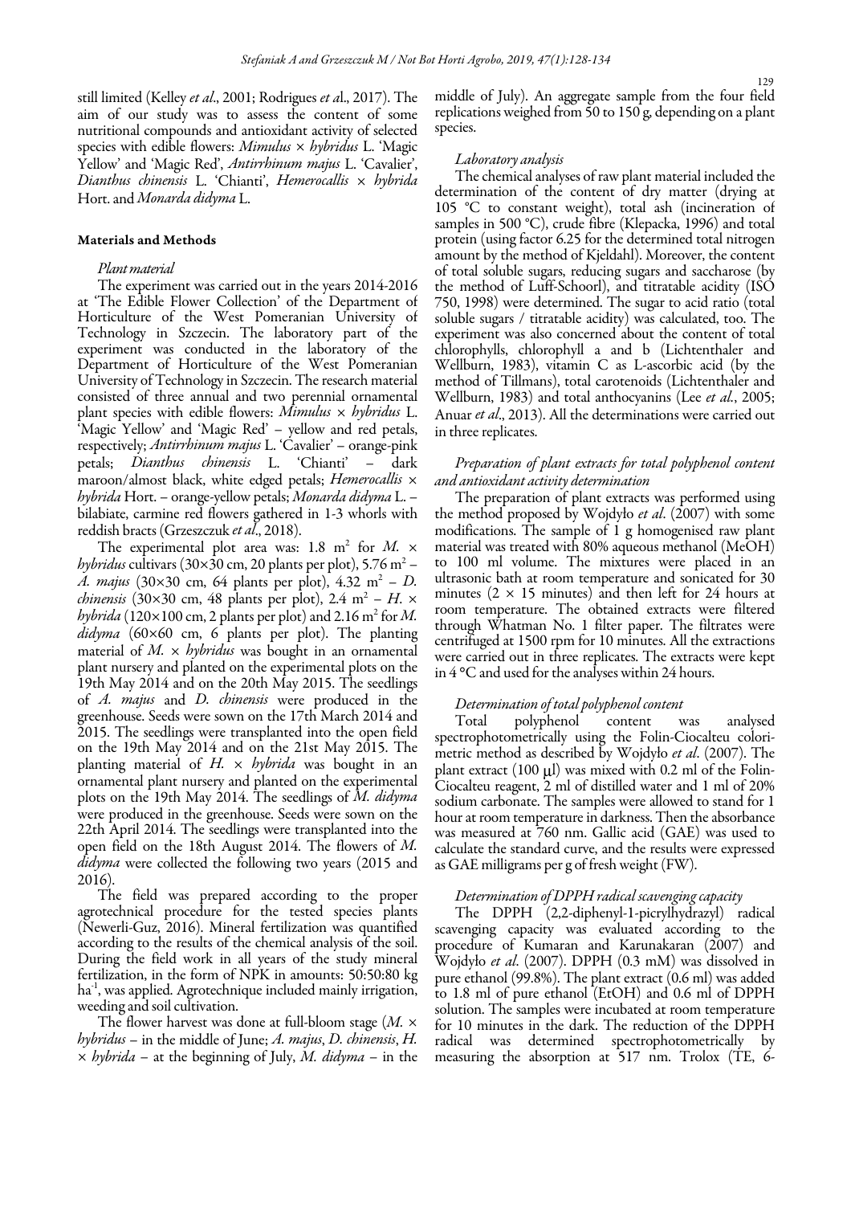still limited (Kelley *et al*., 2001; Rodrigues *et a*l., 2017). The aim of our study was to assess the content of some nutritional compounds and antioxidant activity of selected species with edible flowers: *Mimulus* × *hybridus* L. 'Magic Yellow' and 'Magic Red', *Antirrhinum majus* L. 'Cavalier', *Dianthus chinensis* L. 'Chianti', *Hemerocallis* × *hybrida* Hort. and *Monarda didyma* L.

## Materials and Methods

### *Plant material*

The experiment was carried out in the years 2014-2016 at 'The Edible Flower Collection' of the Department of Horticulture of the West Pomeranian University of Technology in Szczecin. The laboratory part of the experiment was conducted in the laboratory of the Department of Horticulture of the West Pomeranian University of Technology in Szczecin. The research material consisted of three annual and two perennial ornamental plant species with edible flowers: *Mimulus* × *hybridus* L. 'Magic Yellow' and 'Magic Red' – yellow and red petals, respectively; *Antirrhinum majus* L. 'Cavalier' – orange-pink petals; *Dianthus chinensis* L. 'Chianti' – dark maroon/almost black, white edged petals; *Hemerocallis* × *hybrida* Hort. – orange-yellow petals; *Monarda didyma* L. – bilabiate, carmine red flowers gathered in 1-3 whorls with reddish bracts (Grzeszczuk *et al*., 2018).

The experimental plot area was: 1.8 $m^2$ for *M.* × *hybridus* cultivars (30×30 cm, 20 plants per plot), 5.76 $m^2$ – *A. majus* (30×30 cm, 64 plants per plot), 4.32 $m^2$ – *D. chinensis* (30×30 cm, 48 plants per plot), 2.4 $m^2$ – *H.* × *hybrida* (120×100 cm, 2 plants per plot) and 2.16 $m^2$ for *M. didyma* (60×60 cm, 6 plants per plot). The planting material of *M.* × *hybridus* was bought in an ornamental plant nursery and planted on the experimental plots on the 19th May 2014 and on the 20th May 2015. The seedlings of *A. majus* and *D. chinensis* were produced in the greenhouse. Seeds were sown on the 17th March 2014 and 2015. The seedlings were transplanted into the open field on the 19th May 2014 and on the 21st May 2015. The planting material of *H.* × *hybrida* was bought in an ornamental plant nursery and planted on the experimental plots on the 19th May 2014. The seedlings of *M. didyma* were produced in the greenhouse. Seeds were sown on the 22th April 2014. The seedlings were transplanted into the open field on the 18th August 2014. The flowers of *M. didyma* were collected the following two years (2015 and 2016).

The field was prepared according to the proper agrotechnical procedure for the tested species plants (Newerli-Guz, 2016). Mineral fertilization was quantified according to the results of the chemical analysis of the soil. During the field work in all years of the study mineral fertilization, in the form of NPK in amounts: 50:50:80 kg $ha^{-1}$, was applied. Agrotechnique included mainly irrigation, weeding and soil cultivation.

The flower harvest was done at full-bloom stage (*M.* × *hybridus* – in the middle of June; *A. majus*, *D. chinensis*, *H.* × *hybrida* – at the beginning of July, *M. didyma* – in the middle of July). An aggregate sample from the four field replications weighed from 50 to 150 g, depending on a plant species.

### *Laboratory analysis*

The chemical analyses of raw plant material included the determination of the content of dry matter (drying at 105 °C to constant weight), total ash (incineration of samples in 500 °C), crude fibre (Klepacka, 1996) and total protein (using factor 6.25 for the determined total nitrogen amount by the method of Kjeldahl). Moreover, the content of total soluble sugars, reducing sugars and saccharose (by the method of Luff-Schoorl), and titratable acidity (ISO 750, 1998) were determined. The sugar to acid ratio (total soluble sugars / titratable acidity) was calculated, too. The experiment was also concerned about the content of total chlorophylls, chlorophyll a and b (Lichtenthaler and Wellburn, 1983), vitamin C as L-ascorbic acid (by the method of Tillmans), total carotenoids (Lichtenthaler and Wellburn, 1983) and total anthocyanins (Lee *et al.*, 2005; Anuar *et al*., 2013). All the determinations were carried out in three replicates.

### *Preparation of plant extracts for total polyphenol content and antioxidant activity determination*

The preparation of plant extracts was performed using the method proposed by Wojdyło *et al*. (2007) with some modifications. The sample of 1 g homogenised raw plant material was treated with 80% aqueous methanol (MeOH) to 100 ml volume. The mixtures were placed in an ultrasonic bath at room temperature and sonicated for 30 minutes (2 × 15 minutes) and then left for 24 hours at room temperature. The obtained extracts were filtered through Whatman No. 1 filter paper. The filtrates were centrifuged at 1500 rpm for 10 minutes. All the extractions were carried out in three replicates. The extracts were kept in 4 °C and used for the analyses within 24 hours.

### *Determination of total polyphenol content*

Total polyphenol content was analysed spectrophotometrically using the Folin-Ciocalteu colorimetric method as described by Wojdyło *et al*. (2007). The plant extract (100 μl) was mixed with 0.2 ml of the Folin-Ciocalteu reagent, 2 ml of distilled water and 1 ml of 20% sodium carbonate. The samples were allowed to stand for 1 hour at room temperature in darkness. Then the absorbance was measured at 760 nm. Gallic acid (GAE) was used to calculate the standard curve, and the results were expressed as GAE milligrams per g of fresh weight (FW).

### *Determination of DPPH radical scavenging capacity*

The DPPH (2,2-diphenyl-1-picrylhydrazyl) radical scavenging capacity was evaluated according to the procedure of Kumaran and Karunakaran (2007) and Wojdyło *et al*. (2007). DPPH (0.3 mM) was dissolved in pure ethanol (99.8%). The plant extract (0.6 ml) was added to 1.8 ml of pure ethanol (EtOH) and 0.6 ml of DPPH solution. The samples were incubated at room temperature for 10 minutes in the dark. The reduction of the DPPH radical was determined spectrophotometrically by measuring the absorption at 517 nm. Trolox (TE, 6-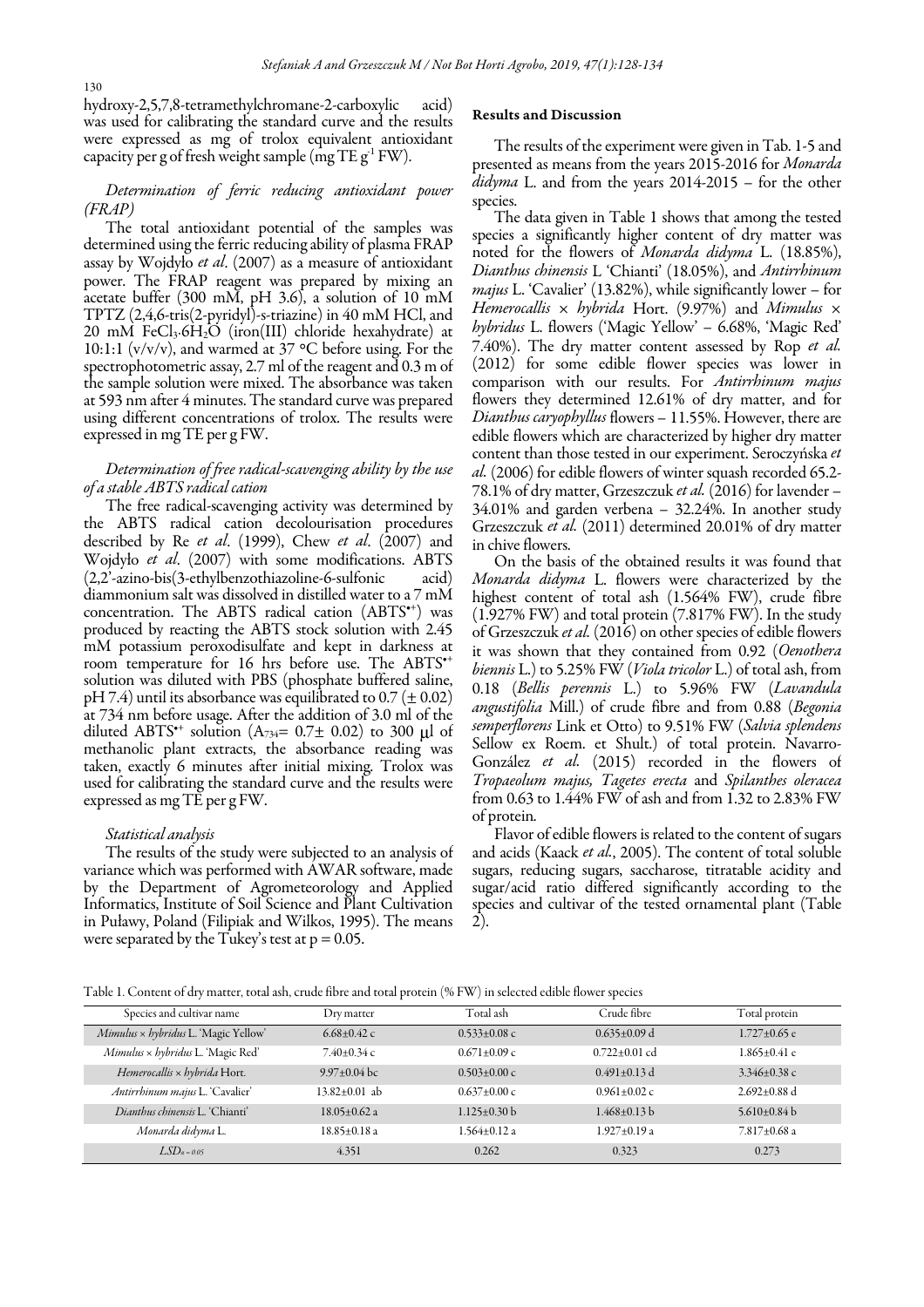hydroxy-2,5,7,8-tetramethylchromane-2-carboxylic acid) was used for calibrating the standard curve and the results were expressed as mg of trolox equivalent antioxidant capacity per g of fresh weight sample (mg TE $g^{-1}$ FW).

### *Determination of ferric reducing antioxidant power (FRAP)*

The total antioxidant potential of the samples was determined using the ferric reducing ability of plasma FRAP assay by Wojdyło *et al*. (2007) as a measure of antioxidant power. The FRAP reagent was prepared by mixing an acetate buffer (300 mM, pH 3.6), a solution of 10 mM TPTZ (2,4,6-tris(2-pyridyl)-s-triazine) in 40 mM HCl, and 20 mM $FeCl_3 \cdot 6H_2O$ (iron(III) chloride hexahydrate) at 10:1:1 (v/v/v), and warmed at 37 °C before using. For the spectrophotometric assay, 2.7 ml of the reagent and 0.3 m of the sample solution were mixed. The absorbance was taken at 593 nm after 4 minutes. The standard curve was prepared using different concentrations of trolox. The results were expressed in mg TE per g FW.

### *Determination of free radical-scavenging ability by the use of a stable ABTS radical cation*

The free radical-scavenging activity was determined by the ABTS radical cation decolourisation procedures described by Re *et al*. (1999), Chew *et al*. (2007) and Wojdyło *et al*. (2007) with some modifications. ABTS (2,2'-azino-bis(3-ethylbenzothiazoline-6-sulfonic acid) diammonium salt was dissolved in distilled water to a 7 mM concentration. The ABTS radical cation ($ABTS^{\bullet+}$) was produced by reacting the ABTS stock solution with 2.45 mM potassium peroxodisulfate and kept in darkness at room temperature for 16 hrs before use. The $ABTS^{\bullet+}$ solution was diluted with PBS (phosphate buffered saline, pH 7.4) until its absorbance was equilibrated to 0.7 (± 0.02) at 734 nm before usage. After the addition of 3.0 ml of the diluted $ABTS^{\bullet+}$ solution ($A_{734}$= 0.7± 0.02) to 300 μl of methanolic plant extracts, the absorbance reading was taken, exactly 6 minutes after initial mixing. Trolox was used for calibrating the standard curve and the results were expressed as mg TE per g FW.

### *Statistical analysis*

The results of the study were subjected to an analysis of variance which was performed with AWAR software, made by the Department of Agrometeorology and Applied Informatics, Institute of Soil Science and Plant Cultivation in Puławy, Poland (Filipiak and Wilkos, 1995). The means were separated by the Tukey's test at $p = 0.05$.

## Results and Discussion

The results of the experiment were given in Tab. 1-5 and presented as means from the years 2015-2016 for *Monarda didyma* L. and from the years 2014-2015 – for the other species.

The data given in Table 1 shows that among the tested species a significantly higher content of dry matter was noted for the flowers of *Monarda didyma* L. (18.85%), *Dianthus chinensis* L 'Chianti' (18.05%), and *Antirrhinum majus* L. 'Cavalier' (13.82%), while significantly lower – for *Hemerocallis* × *hybrida* Hort. (9.97%) and *Mimulus* × *hybridus* L. flowers ('Magic Yellow' – 6.68%, 'Magic Red' 7.40%). The dry matter content assessed by Rop *et al.* (2012) for some edible flower species was lower in comparison with our results. For *Antirrhinum majus* flowers they determined 12.61% of dry matter, and for *Dianthus caryophyllus* flowers – 11.55%. However, there are edible flowers which are characterized by higher dry matter content than those tested in our experiment. Seroczyńska *et al.* (2006) for edible flowers of winter squash recorded 65.2-78.1% of dry matter, Grzeszczuk *et al.* (2016) for lavender – 34.01% and garden verbena – 32.24%. In another study Grzeszczuk *et al.* (2011) determined 20.01% of dry matter in chive flowers.

On the basis of the obtained results it was found that *Monarda didyma* L. flowers were characterized by the highest content of total ash (1.564% FW), crude fibre (1.927% FW) and total protein (7.817% FW). In the study of Grzeszczuk *et al.* (2016) on other species of edible flowers it was shown that they contained from 0.92 (*Oenothera biennis* L.) to 5.25% FW (*Viola tricolor* L.) of total ash, from 0.18 (*Bellis perennis* L.) to 5.96% FW (*Lavandula angustifolia* Mill.) of crude fibre and from 0.88 (*Begonia semperflorens* Link et Otto) to 9.51% FW (*Salvia splendens* Sellow ex Roem. et Shult.) of total protein. Navarro-González *et al.* (2015) recorded in the flowers of *Tropaeolum majus, Tagetes erecta* and *Spilanthes oleracea* from 0.63 to 1.44% FW of ash and from 1.32 to 2.83% FW of protein.

Flavor of edible flowers is related to the content of sugars and acids (Kaack *et al.*, 2005). The content of total soluble sugars, reducing sugars, saccharose, titratable acidity and sugar/acid ratio differed significantly according to the species and cultivar of the tested ornamental plant (Table 2).

Table 1. Content of dry matter, total ash, crude fibre and total protein (% FW) in selected edible flower species

| Species and cultivar name | Dry matter | Total ash | Crude fibre | Total protein |
|---|---|---|---|---|
| *Mimulus* × *hybridus* L. 'Magic Yellow' | 6.68±0.42 c | 0.533±0.08 c | 0.635±0.09 d | 1.727±0.65 e |
| *Mimulus* × *hybridus* L. 'Magic Red' | 7.40±0.34 c | 0.671±0.09 c | 0.722±0.01 cd | 1.865±0.41 e |
| *Hemerocallis* × *hybrida* Hort. | 9.97±0.04 bc | 0.503±0.00 c | 0.491±0.13 d | 3.346±0.38 c |
| *Antirrhinum majus* L. 'Cavalier' | 13.82±0.01 ab | 0.637±0.00 c | 0.961±0.02 c | 2.692±0.88 d |
| *Dianthus chinensis* L. 'Chianti' | 18.05±0.62 a | 1.125±0.30 b | 1.468±0.13 b | 5.610±0.84 b |
| *Monarda didyma* L. | 18.85±0.18 a | 1.564±0.12 a | 1.927±0.19 a | 7.817±0.68 a |
| $LSD_{\alpha = 0.05}$ | 4.351 | 0.262 | 0.323 | 0.273 |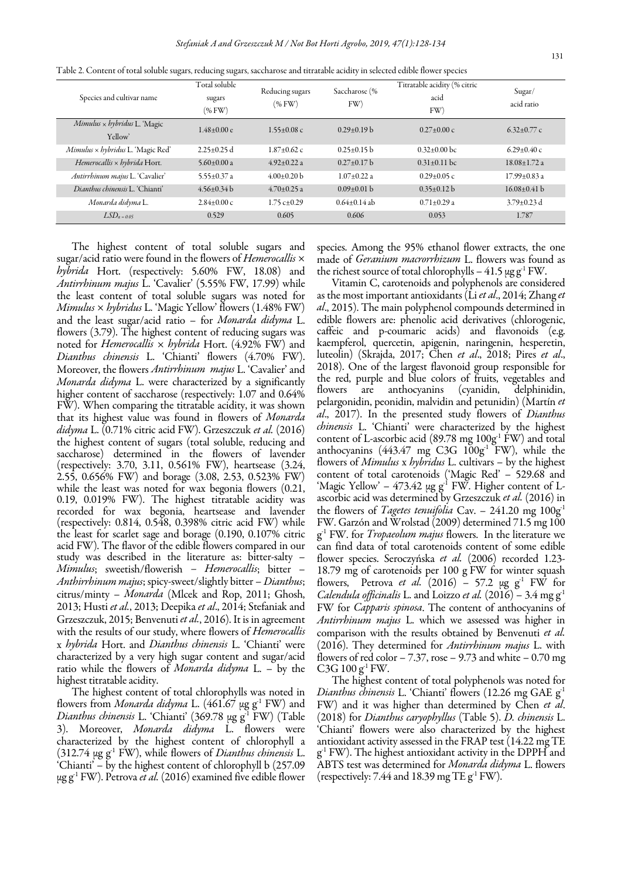Table 2. Content of total soluble sugars, reducing sugars, saccharose and titratable acidity in selected edible flower species

| Species and cultivar name | Total soluble sugars (% FW) | Reducing sugars (% FW) | Saccharose (% FW) | Titratable acidity (% citric acid FW) | Sugar/ acid ratio |
|---|---|---|---|---|---|
| *Mimulus* × *hybridus* L. 'Magic Yellow' | 1.48±0.00 e | 1.55±0.08 c | 0.29±0.19 b | 0.27±0.00 c | 6.32±0.77 c |
| *Mimulus* × *hybridus* L. 'Magic Red' | 2.25±0.25 d | 1.87±0.62 c | 0.25±0.15 b | 0.32±0.00 bc | 6.29±0.40 c |
| *Hemerocallis* × *hybrida* Hort. | 5.60±0.00 a | 4.92±0.22 a | 0.27±0.17 b | 0.31±0.11 bc | 18.08±1.72 a |
| *Antirrhinum majus* L. 'Cavalier' | 5.55±0.37 a | 4.00±0.20 b | 1.07±0.22 a | 0.29±0.05 c | 17.99±0.83 a |
| *Dianthus chinensis* L. 'Chianti' | 4.56±0.34 b | 4.70±0.25 a | 0.09±0.01 b | 0.35±0.12 b | 16.08±0.41 b |
| *Monarda didyma* L. | 2.84±0.00 c | 1.75 c±0.29 | 0.64±0.14 ab | 0.71±0.29 a | 3.79±0.23 d |
| $LSD_{\alpha=0.05}$ | 0.529 | 0.605 | 0.606 | 0.053 | 1.787 |

The highest content of total soluble sugars and sugar/acid ratio were found in the flowers of *Hemerocallis* × *hybrida* Hort. (respectively: 5.60% FW, 18.08) and *Antirrhinum majus* L. 'Cavalier' (5.55% FW, 17.99) while the least content of total soluble sugars was noted for *Mimulus* × *hybridus* L. 'Magic Yellow' flowers (1.48% FW) and the least sugar/acid ratio – for *Monarda didyma* L. flowers (3.79). The highest content of reducing sugars was noted for *Hemerocallis* × *hybrida* Hort. (4.92% FW) and *Dianthus chinensis* L. 'Chianti' flowers (4.70% FW). Moreover, the flowers *Antirrhinum majus* L. 'Cavalier' and *Monarda didyma* L. were characterized by a significantly higher content of saccharose (respectively: 1.07 and 0.64% FW). When comparing the titratable acidity, it was shown that its highest value was found in flowers of *Monarda didyma* L. (0.71% citric acid FW). Grzeszczuk *et al.* (2016) the highest content of sugars (total soluble, reducing and saccharose) determined in the flowers of lavender (respectively: 3.70, 3.11, 0.561% FW), heartsease (3.24, 2.55, 0.656% FW) and borage (3.08, 2.53, 0.523% FW) while the least was noted for wax begonia flowers (0.21, 0.19, 0.019% FW). The highest titratable acidity was recorded for wax begonia, heartsease and lavender (respectively: 0.814, 0.548, 0.398% citric acid FW) while the least for scarlet sage and borage (0.190, 0.107% citric acid FW). The flavor of the edible flowers compared in our study was described in the literature as: bitter-salty – *Mimulus*; sweetish/flowerish – *Hemerocallis*; bitter – *Anthirrhinum majus*; spicy-sweet/slightly bitter – *Dianthus*; citrus/minty – *Monarda* (Mlcek and Rop, 2011; Ghosh, 2013; Husti *et al.*, 2013; Deepika *et al*., 2014; Stefaniak and Grzeszczuk, 2015; Benvenuti *et al.*, 2016). It is in agreement with the results of our study, where flowers of *Hemerocallis* x *hybrida* Hort. and *Dianthus chinensis* L. 'Chianti' were characterized by a very high sugar content and sugar/acid ratio while the flowers of *Monarda didyma* L. – by the highest titratable acidity.

The highest content of total chlorophylls was noted in flowers from *Monarda didyma* L. (461.67 μg $g^{-1}$ FW) and *Dianthus chinensis* L. 'Chianti' (369.78 μg $g^{-1}$ FW) (Table 3). Moreover, *Monarda didyma* L. flowers were characterized by the highest content of chlorophyll a (312.74 μg $g^{-1}$ FW), while flowers of *Dianthus chinensis* L. 'Chianti' – by the highest content of chlorophyll b (257.09 μg $g^{-1}$ FW). Petrova *et al.* (2016) examined five edible flower species. Among the 95% ethanol flower extracts, the one made of *Geranium macrorrhizum* L. flowers was found as the richest source of total chlorophylls – 41.5 μg $g^{-1}$ FW.

Vitamin C, carotenoids and polyphenols are considered as the most important antioxidants (Li *et al*., 2014; Zhang *et al*., 2015). The main polyphenol compounds determined in edible flowers are: phenolic acid derivatives (chlorogenic, caffeic and p-coumaric acids) and flavonoids (e.g. kaempferol, quercetin, apigenin, naringenin, hesperetin, luteolin) (Skrajda, 2017; Chen *et al*., 2018; Pires *et al*., 2018). One of the largest flavonoid group responsible for the red, purple and blue colors of fruits, vegetables and flowers are anthocyanins (cyanidin, delphinidin, pelargonidin, peonidin, malvidin and petunidin) (Martín *et al*., 2017). In the presented study flowers of *Dianthus chinensis* L. 'Chianti' were characterized by the highest content of L-ascorbic acid (89.78 mg $100g^{-1}$ FW) and total anthocyanins (443.47 mg C3G $100g^{-1}$ FW), while the flowers of *Mimulus* x *hybridus* L. cultivars – by the highest content of total carotenoids ('Magic Red' – 529.68 and 'Magic Yellow' – 473.42 μg $g^{-1}$ FW. Higher content of L-ascorbic acid was determined by Grzeszczuk *et al.* (2016) in the flowers of *Tagetes tenuifolia* Cav. – 241.20 mg $100g^{-1}$ FW. Garzón and Wrolstad (2009) determined 71.5 mg 100 $g^{-1}$ FW. for *Tropaeolum majus* flowers. In the literature we can find data of total carotenoids content of some edible flower species. Seroczyńska *et al.* (2006) recorded 1.23-18.79 mg of carotenoids per 100 g FW for winter squash flowers, Petrova *et al.* (2016) – 57.2 μg $g^{-1}$ FW for *Calendula officinalis* L. and Loizzo *et al.* (2016) – 3.4 mg $g^{-1}$ FW for *Capparis spinosa*. The content of anthocyanins of *Antirrhinum majus* L. which we assessed was higher in comparison with the results obtained by Benvenuti *et al.* (2016). They determined for *Antirrhinum majus* L. with flowers of red color – 7.37, rose – 9.73 and white – 0.70 mg C3G 100 $g^{-1}$ FW.

The highest content of total polyphenols was noted for *Dianthus chinensis* L. 'Chianti' flowers (12.26 mg GAE $g^{-1}$ FW) and it was higher than determined by Chen *et al*. (2018) for *Dianthus caryophyllus* (Table 5). *D. chinensis* L. 'Chianti' flowers were also characterized by the highest antioxidant activity assessed in the FRAP test (14.22 mg TE $g^{-1}$ FW). The highest antioxidant activity in the DPPH and ABTS test was determined for *Monarda didyma* L. flowers (respectively: 7.44 and 18.39 mg TE $g^{-1}$ FW).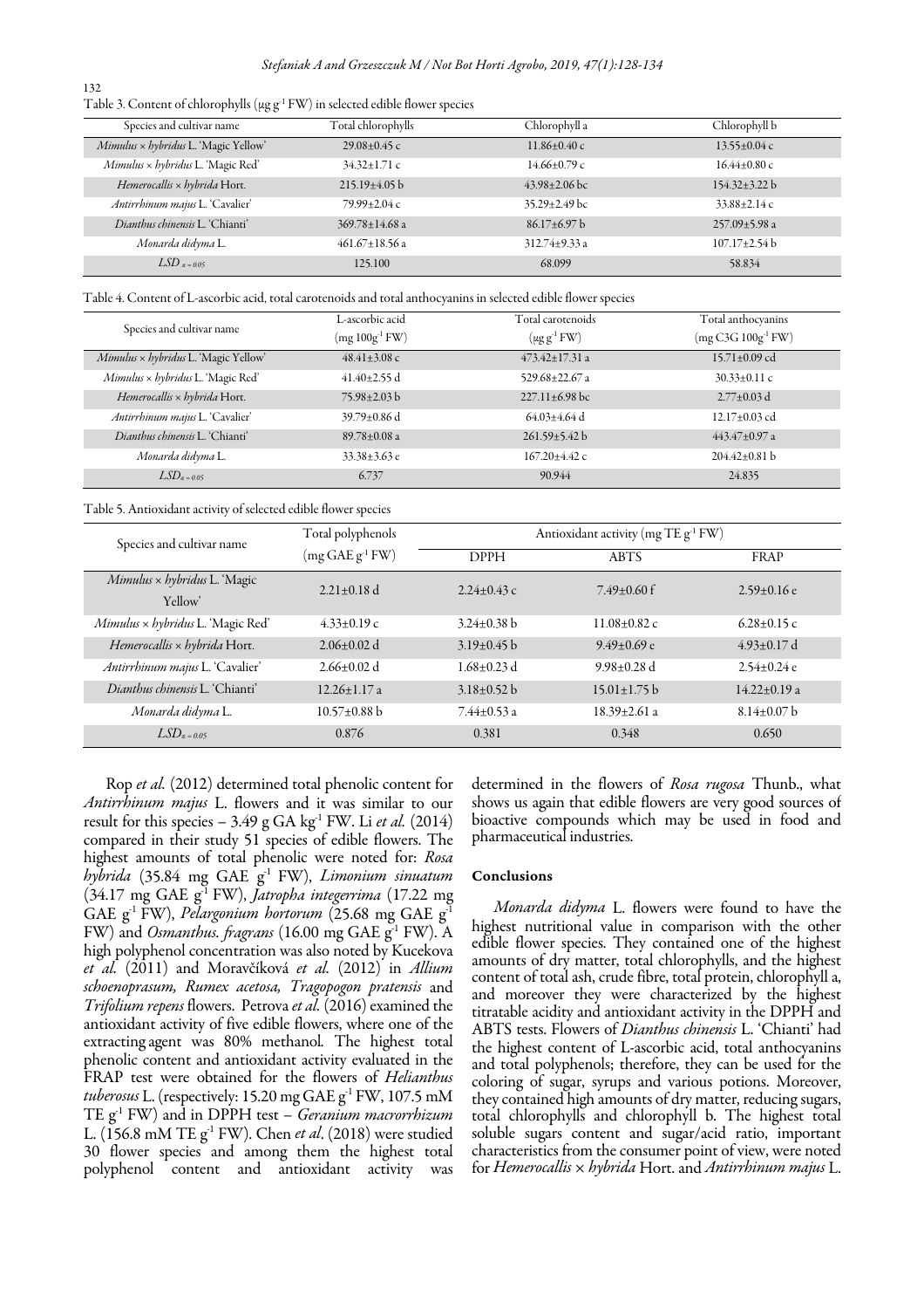Table 3. Content of chlorophylls (µg $g^{-1}$ FW) in selected edible flower species

| Species and cultivar name | Total chlorophylls | Chlorophyll a | Chlorophyll b |
|---|---|---|---|
| *Mimulus* × *hybridus* L. 'Magic Yellow' | 29.08±0.45 c | 11.86±0.40 c | 13.55±0.04 c |
| *Mimulus* × *hybridus* L. 'Magic Red' | 34.32±1.71 c | 14.66±0.79 c | 16.44±0.80 c |
| *Hemerocallis* × *hybrida* Hort. | 215.19±4.05 b | 43.98±2.06 bc | 154.32±3.22 b |
| *Antirrhinum majus* L. 'Cavalier' | 79.99±2.04 c | 35.29±2.49 bc | 33.88±2.14 c |
| *Dianthus chinensis* L. 'Chianti' | 369.78±14.68 a | 86.17±6.97 b | 257.09±5.98 a |
| *Monarda didyma* L. | 461.67±18.56 a | 312.74±9.33 a | 107.17±2.54 b |
| $LSD_{\alpha=0.05}$ | 125.100 | 68.099 | 58.834 |

Table 4. Content of L-ascorbic acid, total carotenoids and total anthocyanins in selected edible flower species

| Species and cultivar name | L-ascorbic acid (mg $100g^{-1}$ FW) | Total carotenoids (µg $g^{-1}$ FW) | Total anthocyanins (mg C3G $100g^{-1}$ FW) |
|---|---|---|---|
| *Mimulus* × *hybridus* L. 'Magic Yellow' | 48.41±3.08 c | 473.42±17.31 a | 15.71±0.09 cd |
| *Mimulus* × *hybridus* L. 'Magic Red' | 41.40±2.55 d | 529.68±22.67 a | 30.33±0.11 c |
| *Hemerocallis* × *hybrida* Hort. | 75.98±2.03 b | 227.11±6.98 bc | 2.77±0.03 d |
| *Antirrhinum majus* L. 'Cavalier' | 39.79±0.86 d | 64.03±4.64 d | 12.17±0.03 cd |
| *Dianthus chinensis* L. 'Chianti' | 89.78±0.08 a | 261.59±5.42 b | 443.47±0.97 a |
| *Monarda didyma* L. | 33.38±3.63 e | 167.20±4.42 c | 204.42±0.81 b |
| $LSD_{\alpha=0.05}$ | 6.737 | 90.944 | 24.835 |

Table 5. Antioxidant activity of selected edible flower species

| Species and cultivar name | Total polyphenols (mg GAE $g^{-1}$ FW) | Antioxidant activity (mg TE $g^{-1}$ FW) | | |
|---|---|---|---|---|
| | | DPPH | ABTS | FRAP |
| *Mimulus* × *hybridus* L. 'Magic Yellow' | 2.21±0.18 d | 2.24±0.43 c | 7.49±0.60 f | 2.59±0.16 e |
| *Mimulus* × *hybridus* L. 'Magic Red' | 4.33±0.19 c | 3.24±0.38 b | 11.08±0.82 c | 6.28±0.15 c |
| *Hemerocallis* × *hybrida* Hort. | 2.06±0.02 d | 3.19±0.45 b | 9.49±0.69 e | 4.93±0.17 d |
| *Antirrhinum majus* L. 'Cavalier' | 2.66±0.02 d | 1.68±0.23 d | 9.98±0.28 d | 2.54±0.24 e |
| *Dianthus chinensis* L. 'Chianti' | 12.26±1.17 a | 3.18±0.52 b | 15.01±1.75 b | 14.22±0.19 a |
| *Monarda didyma* L. | 10.57±0.88 b | 7.44±0.53 a | 18.39±2.61 a | 8.14±0.07 b |
| $LSD_{\alpha=0.05}$ | 0.876 | 0.381 | 0.348 | 0.650 |

Rop *et al.* (2012) determined total phenolic content for *Antirrhinum majus* L. flowers and it was similar to our result for this species – 3.49 g GA $kg^{-1}$ FW. Li *et al.* (2014) compared in their study 51 species of edible flowers. The highest amounts of total phenolic were noted for: *Rosa hybrida* (35.84 mg GAE $g^{-1}$ FW), *Limonium sinuatum* (34.17 mg GAE $g^{-1}$ FW), *Jatropha integerrima* (17.22 mg GAE $g^{-1}$ FW), *Pelargonium hortorum* (25.68 mg GAE $g^{-1}$ FW) and *Osmanthus. fragrans* (16.00 mg GAE $g^{-1}$ FW). A high polyphenol concentration was also noted by Kucekova *et al.* (2011) and Moravčíková *et al.* (2012) in *Allium schoenoprasum, Rumex acetosa, Tragopogon pratensis* and *Trifolium repens* flowers. Petrova *et al.* (2016) examined the antioxidant activity of five edible flowers, where one of the extracting agent was 80% methanol. The highest total phenolic content and antioxidant activity evaluated in the FRAP test were obtained for the flowers of *Helianthus tuberosus* L. (respectively: 15.20 mg GAE $g^{-1}$ FW, 107.5 mM TE $g^{-1}$ FW) and in DPPH test – *Geranium macrorrhizum* L. (156.8 mM TE $g^{-1}$ FW). Chen *et al*. (2018) were studied 30 flower species and among them the highest total polyphenol content and antioxidant activity was determined in the flowers of *Rosa rugosa* Thunb., what shows us again that edible flowers are very good sources of bioactive compounds which may be used in food and pharmaceutical industries.

## Conclusions

*Monarda didyma* L. flowers were found to have the highest nutritional value in comparison with the other edible flower species. They contained one of the highest amounts of dry matter, total chlorophylls, and the highest content of total ash, crude fibre, total protein, chlorophyll a, and moreover they were characterized by the highest titratable acidity and antioxidant activity in the DPPH and ABTS tests. Flowers of *Dianthus chinensis* L. 'Chianti' had the highest content of L-ascorbic acid, total anthocyanins and total polyphenols; therefore, they can be used for the coloring of sugar, syrups and various potions. Moreover, they contained high amounts of dry matter, reducing sugars, total chlorophylls and chlorophyll b. The highest total soluble sugars content and sugar/acid ratio, important characteristics from the consumer point of view, were noted for *Hemerocallis* × *hybrida* Hort. and *Antirrhinum majus* L.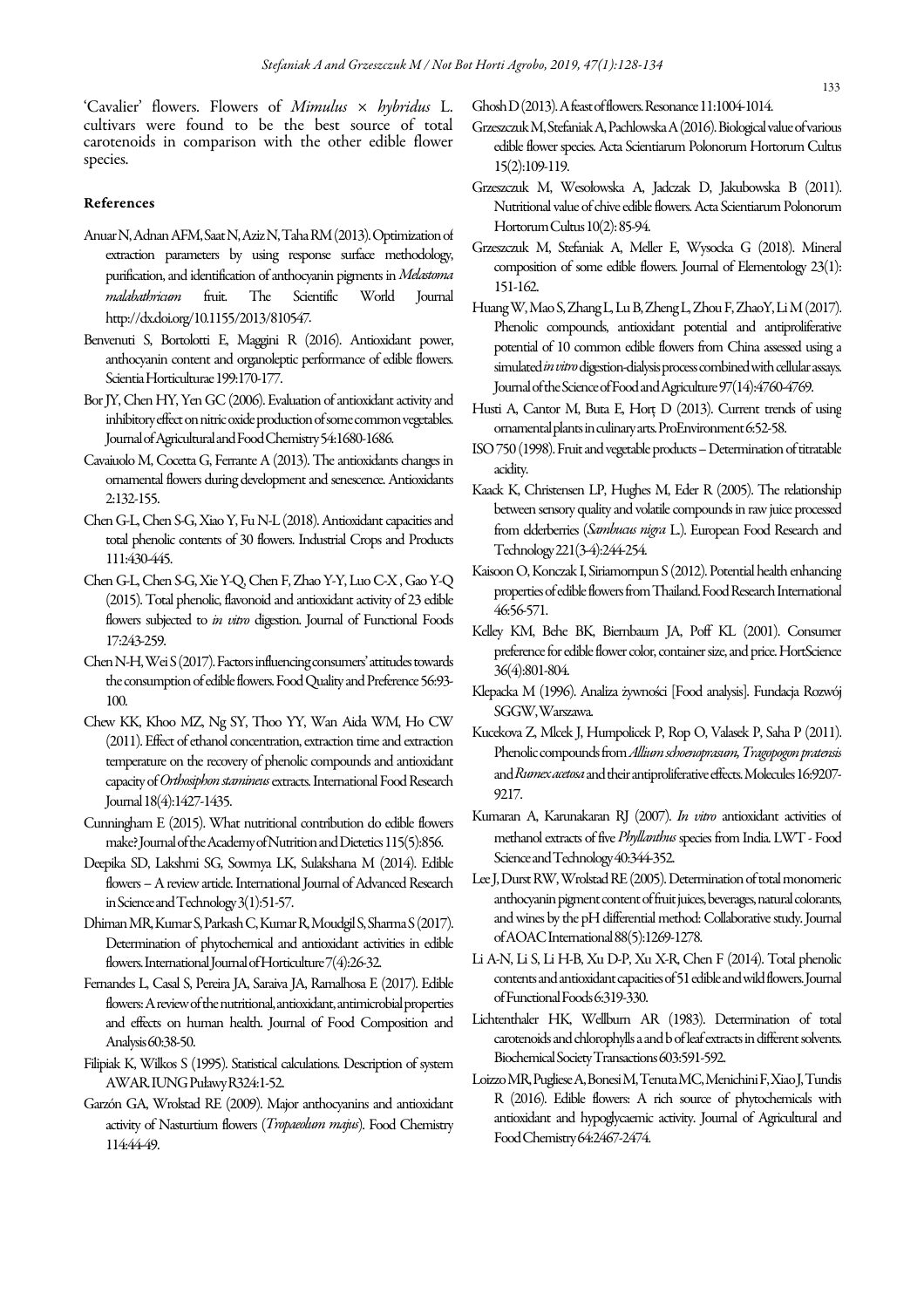'Cavalier' flowers. Flowers of *Mimulus* × *hybridus* L. cultivars were found to be the best source of total carotenoids in comparison with the other edible flower species.

## References

Anuar N, Adnan AFM, Saat N, Aziz N, Taha RM (2013). Optimization of extraction parameters by using response surface methodology, purification, and identification of anthocyanin pigments in *Melastoma malabathricum* fruit. The Scientific World Journal http://dx.doi.org/10.1155/2013/810547.

Benvenuti S, Bortolotti E, Maggini R (2016). Antioxidant power, anthocyanin content and organoleptic performance of edible flowers. Scientia Horticulturae 199:170-177.

Bor JY, Chen HY, Yen GC (2006). Evaluation of antioxidant activity and inhibitory effect on nitric oxide production of some common vegetables. Journal of Agricultural and Food Chemistry 54:1680-1686.

Cavaiuolo M, Cocetta G, Ferrante A (2013). The antioxidants changes in ornamental flowers during development and senescence. Antioxidants 2:132-155.

Chen G-L, Chen S-G, Xiao Y, Fu N-L (2018). Antioxidant capacities and total phenolic contents of 30 flowers. Industrial Crops and Products 111:430-445.

Chen G-L, Chen S-G, Xie Y-Q, Chen F, Zhao Y-Y, Luo C-X , Gao Y-Q (2015). Total phenolic, flavonoid and antioxidant activity of 23 edible flowers subjected to *in vitro* digestion. Journal of Functional Foods 17:243-259.

Chen N-H, Wei S (2017). Factors influencing consumers' attitudes towards the consumption of edible flowers. Food Quality and Preference 56:93-100.

Chew KK, Khoo MZ, Ng SY, Thoo YY, Wan Aida WM, Ho CW (2011). Effect of ethanol concentration, extraction time and extraction temperature on the recovery of phenolic compounds and antioxidant capacity of *Orthosiphon stamineus* extracts. International Food Research Journal 18(4):1427-1435.

Cunningham E (2015). What nutritional contribution do edible flowers make? Journal of the Academy of Nutrition and Dietetics 115(5):856.

Deepika SD, Lakshmi SG, Sowmya LK, Sulakshana M (2014). Edible flowers – A review article. International Journal of Advanced Research in Science and Technology 3(1):51-57.

Dhiman MR, Kumar S, Parkash C, Kumar R, Moudgil S, Sharma S (2017). Determination of phytochemical and antioxidant activities in edible flowers. International Journal of Horticulture 7(4):26-32.

Fernandes L, Casal S, Pereira JA, Saraiva JA, Ramalhosa E (2017). Edible flowers: A review of the nutritional, antioxidant, antimicrobial properties and effects on human health. Journal of Food Composition and Analysis 60:38-50.

Filipiak K, Wilkos S (1995). Statistical calculations. Description of system AWAR. IUNG Puławy R324:1-52.

Garzón GA, Wrolstad RE (2009). Major anthocyanins and antioxidant activity of Nasturtium flowers (*Tropaeolum majus*). Food Chemistry 114:44-49.

Ghosh D (2013). A feast of flowers. Resonance 11:1004-1014.

Grzeszczuk M, Stefaniak A, Pachlowska A (2016). Biological value of various edible flower species. Acta Scientiarum Polonorum Hortorum Cultus 15(2):109-119.

Grzeszczuk M, Wesołowska A, Jadczak D, Jakubowska B (2011). Nutritional value of chive edible flowers. Acta Scientiarum Polonorum Hortorum Cultus 10(2): 85-94.

Grzeszczuk M, Stefaniak A, Meller E, Wysocka G (2018). Mineral composition of some edible flowers. Journal of Elementology 23(1): 151-162.

Huang W, Mao S, Zhang L, Lu B, Zheng L, Zhou F, Zhao Y, Li M (2017). Phenolic compounds, antioxidant potential and antiproliferative potential of 10 common edible flowers from China assessed using a simulated *in vitro* digestion-dialysis process combined with cellular assays. Journal of the Science of Food and Agriculture 97(14):4760-4769.

Husti A, Cantor M, Buta E, Horț D (2013). Current trends of using ornamental plants in culinary arts. ProEnvironment 6:52-58.

ISO 750 (1998). Fruit and vegetable products – Determination of titratable acidity.

Kaack K, Christensen LP, Hughes M, Eder R (2005). The relationship between sensory quality and volatile compounds in raw juice processed from elderberries (*Sambucus nigra* L.). European Food Research and Technology 221(3-4):244-254.

Kaisoon O, Konczak I, Siriamornpun S (2012). Potential health enhancing properties of edible flowers from Thailand. Food Research International 46:56-571.

Kelley KM, Behe BK, Biernbaum JA, Poff KL (2001). Consumer preference for edible flower color, container size, and price. HortScience 36(4):801-804.

Klepacka M (1996). Analiza żywności [Food analysis]. Fundacja Rozwój SGGW, Warszawa.

Kucekova Z, Mlcek J, Humpolicek P, Rop O, Valasek P, Saha P (2011). Phenolic compounds from *Allium schoenoprasum, Tragopogon pratensis* and *Rumex acetosa* and their antiproliferative effects. Molecules 16:9207-9217.

Kumaran A, Karunakaran RJ (2007). *In vitro* antioxidant activities of methanol extracts of five *Phyllanthus* species from India. LWT - Food Science and Technology 40:344-352.

Lee J, Durst RW, Wrolstad RE (2005). Determination of total monomeric anthocyanin pigment content of fruit juices, beverages, natural colorants, and wines by the pH differential method: Collaborative study. Journal of AOAC International 88(5):1269-1278.

Li A-N, Li S, Li H-B, Xu D-P, Xu X-R, Chen F (2014). Total phenolic contents and antioxidant capacities of 51 edible and wild flowers. Journal of Functional Foods 6:319-330.

Lichtenthaler HK, Wellburn AR (1983). Determination of total carotenoids and chlorophylls a and b of leaf extracts in different solvents. Biochemical Society Transactions 603:591-592.

Loizzo MR, Pugliese A, Bonesi M, Tenuta MC, Menichini F, Xiao J, Tundis R (2016). Edible flowers: A rich source of phytochemicals with antioxidant and hypoglycaemic activity. Journal of Agricultural and Food Chemistry 64:2467-2474.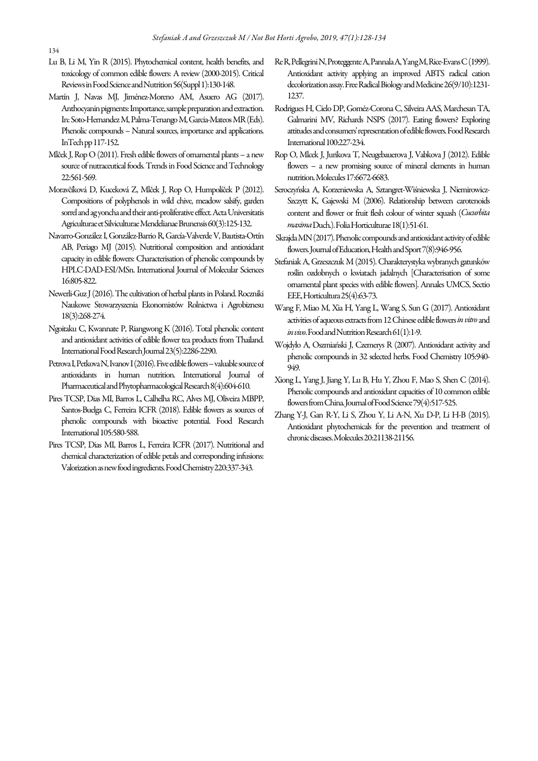Lu B, Li M, Yin R (2015). Phytochemical content, health benefits, and toxicology of common edible flowers: A review (2000-2015). Critical Reviews in Food Science and Nutrition 56(Suppl 1):130-148.

Martín J, Navas MJ, Jiménez-Moreno AM, Asuero AG (2017). Anthocyanin pigments: Importance, sample preparation and extraction. In: Soto-Hernandez M, Palma-Tenango M, Garcia-Mateos MR (Eds). Phenolic compounds – Natural sources, importance and applications. InTech pp 117-152.

Mlček J, Rop O (2011). Fresh edible flowers of ornamental plants – a new source of nutraceutical foods. Trends in Food Science and Technology 22:561-569.

Moravčíková D, Kuceková Z, Mlček J, Rop O, Humpolíček P (2012). Compositions of polyphenols in wild chive, meadow salsify, garden sorrel and ag yoncha and their anti-proliferative effect. Acta Universitatis Agriculturae et Silviculturae Mendelianae Brunensis 60(3):125-132.

Navarro-González I, González-Barrio R, García-Valverde V, Bautista-Ortín AB, Periago MJ (2015). Nutritional composition and antioxidant capacity in edible flowers: Characterisation of phenolic compounds by HPLC-DAD-ESI/MSn. International Journal of Molecular Sciences 16:805-822.

Newerli-Guz J (2016). The cultivation of herbal plants in Poland. Roczniki Naukowe Stowarzyszenia Ekonomistów Rolnictwa i Agrobiznesu 18(3):268-274.

Ngoitaku C, Kwannate P, Riangwong K (2016). Total phenolic content and antioxidant activities of edible flower tea products from Thailand. International Food Research Journal 23(5):2286-2290.

Petrova I, Petkova N, Ivanov I (2016). Five edible flowers – valuable source of antioxidants in human nutrition. International Journal of Pharmaceutical and Phytopharmacological Research 8(4):604-610.

Pires TCSP, Dias MI, Barros L, Calhelha RC, Alves MJ, Oliveira MBPP, Santos-Buelga C, Ferreira ICFR (2018). Edible flowers as sources of phenolic compounds with bioactive potential. Food Research International 105:580-588.

Pires TCSP, Dias MI, Barros L, Ferreira ICFR (2017). Nutritional and chemical characterization of edible petals and corresponding infusions: Valorization as new food ingredients. Food Chemistry 220:337-343.

Re R, Pellegrini N, Proteggente A, Pannala A, Yang M, Rice-Evans C (1999). Antioxidant activity applying an improved ABTS radical cation decolorization assay. Free Radical Biology and Medicine 26(9/10):1231-1237.

Rodrigues H, Cielo DP, Goméz-Corona C, Silveira AAS, Marchesan TA, Galmarini MV, Richards NSPS (2017). Eating flowers? Exploring attitudes and consumers' representation of edible flowers. Food Research International 100:227-234.

Rop O, Mlcek J, Jurikova T, Neugebauerova J, Vabkova J (2012). Edible flowers – a new promising source of mineral elements in human nutrition. Molecules 17:6672-6683.

Seroczyńska A, Korzeniewska A, Sztangret-Wiśniewska J, Niemirowicz-Szczytt K, Gajewski M (2006). Relationship between carotenoids content and flower or fruit flesh colour of winter squash (*Cucurbita maxima* Duch.). Folia Horticulturae 18(1):51-61.

Skrajda MN (2017). Phenolic compounds and antioxidant activity of edible flowers. Journal of Education, Health and Sport 7(8):946-956.

Stefaniak A, Grzeszczuk M (2015). Charakterystyka wybranych gatunków roślin ozdobnych o kwiatach jadalnych [Characterisation of some ornamental plant species with edible flowers]. Annales UMCS, Sectio EEE, Horticultura 25(4):63-73.

Wang F, Miao M, Xia H, Yang L, Wang S, Sun G (2017). Antioxidant activities of aqueous extracts from 12 Chinese edible flowers *in vitro* and *in vivo*. Food and Nutrition Research 61(1):1-9.

Wojdyło A, Oszmiański J, Czemerys R (2007). Antioxidant activity and phenolic compounds in 32 selected herbs. Food Chemistry 105:940-949.

Xiong L, Yang J, Jiang Y, Lu B, Hu Y, Zhou F, Mao S, Shen C (2014). Phenolic compounds and antioxidant capacities of 10 common edible flowers from China. Journal of Food Science 79(4):517-525.

Zhang Y-J, Gan R-Y, Li S, Zhou Y, Li A-N, Xu D-P, Li H-B (2015). Antioxidant phytochemicals for the prevention and treatment of chronic diseases. Molecules 20:21138-21156.